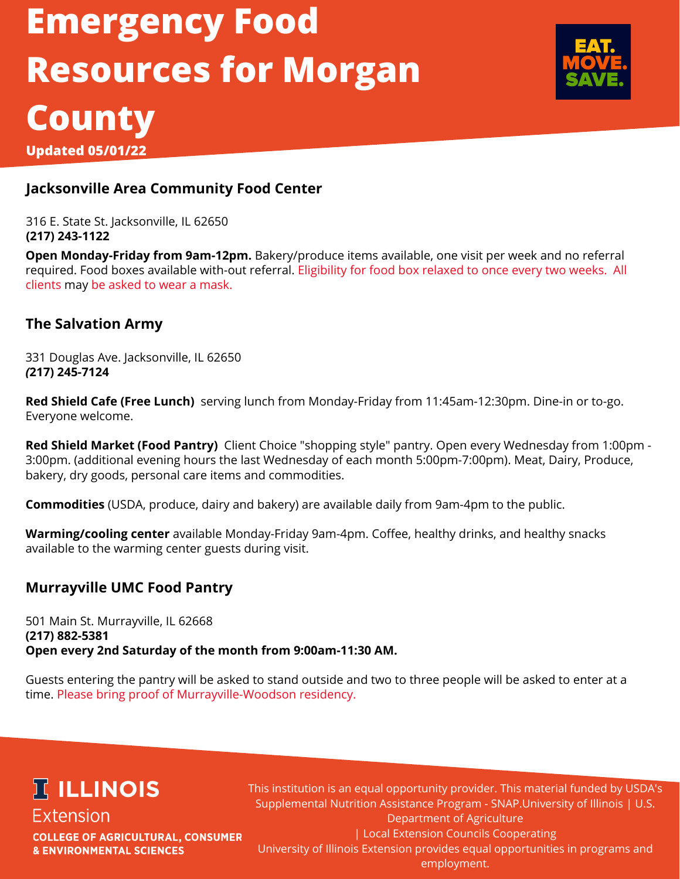# Emergency Food Resources for Morgan County

**Updated 05/01/22**

## Jacksonville Area Community Food Center

316 E. State St. Jacksonville, IL 62650
**(217) 243-1122**

**Open Monday-Friday from 9am-12pm.** Bakery/produce items available, one visit per week and no referral required. Food boxes available with-out referral. Eligibility for food box relaxed to once every two weeks. All clients may be asked to wear a mask.

## The Salvation Army

331 Douglas Ave. Jacksonville, IL 62650
***(*217) 245-7124**

**Red Shield Cafe (Free Lunch)** serving lunch from Monday-Friday from 11:45am-12:30pm. Dine-in or to-go. Everyone welcome.

**Red Shield Market (Food Pantry)** Client Choice "shopping style" pantry. Open every Wednesday from 1:00pm - 3:00pm. (additional evening hours the last Wednesday of each month 5:00pm-7:00pm). Meat, Dairy, Produce, bakery, dry goods, personal care items and commodities.

**Commodities** (USDA, produce, dairy and bakery) are available daily from 9am-4pm to the public.

**Warming/cooling center** available Monday-Friday 9am-4pm. Coffee, healthy drinks, and healthy snacks available to the warming center guests during visit.

## Murrayville UMC Food Pantry

501 Main St. Murrayville, IL 62668
**(217) 882-5381**
**Open every 2nd Saturday of the month from 9:00am-11:30 AM.**

Guests entering the pantry will be asked to stand outside and two to three people will be asked to enter at a time. Please bring proof of Murrayville-Woodson residency.

ILLINOIS Extension
COLLEGE OF AGRICULTURAL, CONSUMER & ENVIRONMENTAL SCIENCES

This institution is an equal opportunity provider. This material funded by USDA's Supplemental Nutrition Assistance Program - SNAP.University of Illinois | U.S. Department of Agriculture | Local Extension Councils Cooperating
University of Illinois Extension provides equal opportunities in programs and employment.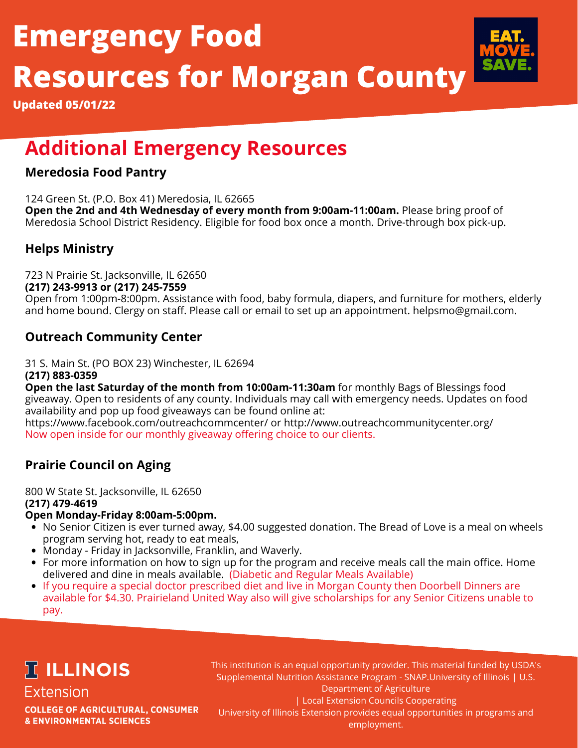# Emergency Food Resources for Morgan County

**Updated 05/01/22**

EAT. MOVE. SAVE.

## Additional Emergency Resources

### Meredosia Food Pantry

124 Green St. (P.O. Box 41) Meredosia, IL 62665
**Open the 2nd and 4th Wednesday of every month from 9:00am-11:00am.** Please bring proof of Meredosia School District Residency. Eligible for food box once a month. Drive-through box pick-up.

### Helps Ministry

723 N Prairie St. Jacksonville, IL 62650
**(217) 243-9913 or (217) 245-7559**
Open from 1:00pm-8:00pm. Assistance with food, baby formula, diapers, and furniture for mothers, elderly and home bound. Clergy on staff. Please call or email to set up an appointment. helpsmo@gmail.com.

### Outreach Community Center

31 S. Main St. (PO BOX 23) Winchester, IL 62694
**(217) 883-0359**
**Open the last Saturday of the month from 10:00am-11:30am** for monthly Bags of Blessings food giveaway. Open to residents of any county. Individuals may call with emergency needs. Updates on food availability and pop up food giveaways can be found online at:
https://www.facebook.com/outreachcommcenter/ or http://www.outreachcommunitycenter.org/
Now open inside for our monthly giveaway offering choice to our clients.

### Prairie Council on Aging

800 W State St. Jacksonville, IL 62650
**(217) 479-4619**
**Open Monday-Friday 8:00am-5:00pm.**

- No Senior Citizen is ever turned away, $4.00 suggested donation. The Bread of Love is a meal on wheels program serving hot, ready to eat meals,
- Monday - Friday in Jacksonville, Franklin, and Waverly.
- For more information on how to sign up for the program and receive meals call the main office. Home delivered and dine in meals available. (Diabetic and Regular Meals Available)
- If you require a special doctor prescribed diet and live in Morgan County then Doorbell Dinners are available for $4.30. Prairieland United Way also will give scholarships for any Senior Citizens unable to pay.

ILLINOIS Extension
COLLEGE OF AGRICULTURAL, CONSUMER & ENVIRONMENTAL SCIENCES

This institution is an equal opportunity provider. This material funded by USDA's Supplemental Nutrition Assistance Program - SNAP.University of Illinois | U.S. Department of Agriculture | Local Extension Councils Cooperating
University of Illinois Extension provides equal opportunities in programs and employment.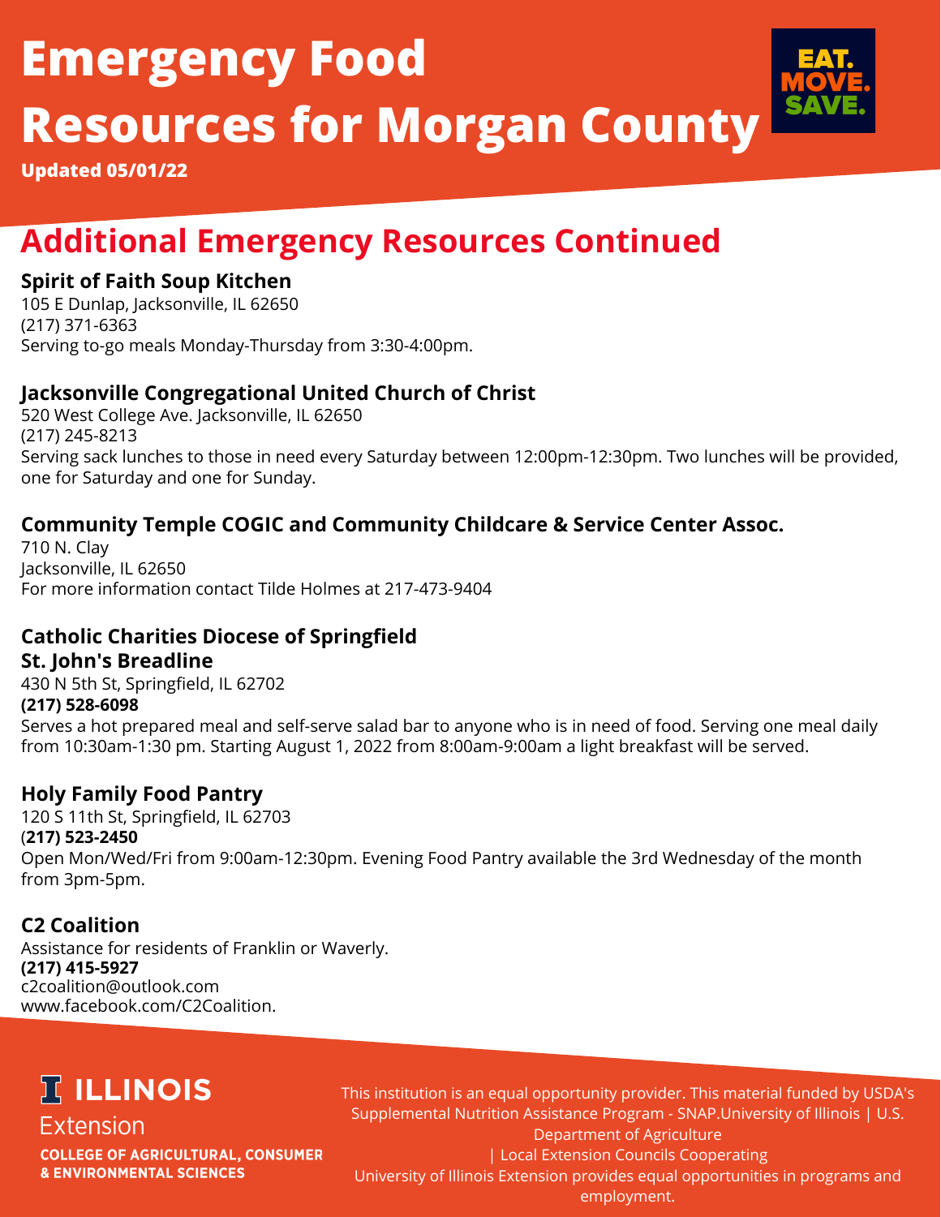# Emergency Food Resources for Morgan County

**Updated 05/01/22**

## Additional Emergency Resources Continued

**Spirit of Faith Soup Kitchen**
105 E Dunlap, Jacksonville, IL 62650
(217) 371-6363
Serving to-go meals Monday-Thursday from 3:30-4:00pm.

**Jacksonville Congregational United Church of Christ**
520 West College Ave. Jacksonville, IL 62650
(217) 245-8213
Serving sack lunches to those in need every Saturday between 12:00pm-12:30pm. Two lunches will be provided, one for Saturday and one for Sunday.

**Community Temple COGIC and Community Childcare & Service Center Assoc.**
710 N. Clay
Jacksonville, IL 62650
For more information contact Tilde Holmes at 217-473-9404

**Catholic Charities Diocese of Springfield**
**St. John's Breadline**
430 N 5th St, Springfield, IL 62702
**(217) 528-6098**
Serves a hot prepared meal and self-serve salad bar to anyone who is in need of food. Serving one meal daily from 10:30am-1:30 pm. Starting August 1, 2022 from 8:00am-9:00am a light breakfast will be served.

**Holy Family Food Pantry**
120 S 11th St, Springfield, IL 62703
(**217) 523-2450**
Open Mon/Wed/Fri from 9:00am-12:30pm. Evening Food Pantry available the 3rd Wednesday of the month from 3pm-5pm.

**C2 Coalition**
Assistance for residents of Franklin or Waverly.
**(217) 415-5927**
c2coalition@outlook.com
www.facebook.com/C2Coalition.

ILLINOIS Extension
COLLEGE OF AGRICULTURAL, CONSUMER & ENVIRONMENTAL SCIENCES

This institution is an equal opportunity provider. This material funded by USDA's Supplemental Nutrition Assistance Program - SNAP.University of Illinois | U.S. Department of Agriculture | Local Extension Councils Cooperating
University of Illinois Extension provides equal opportunities in programs and employment.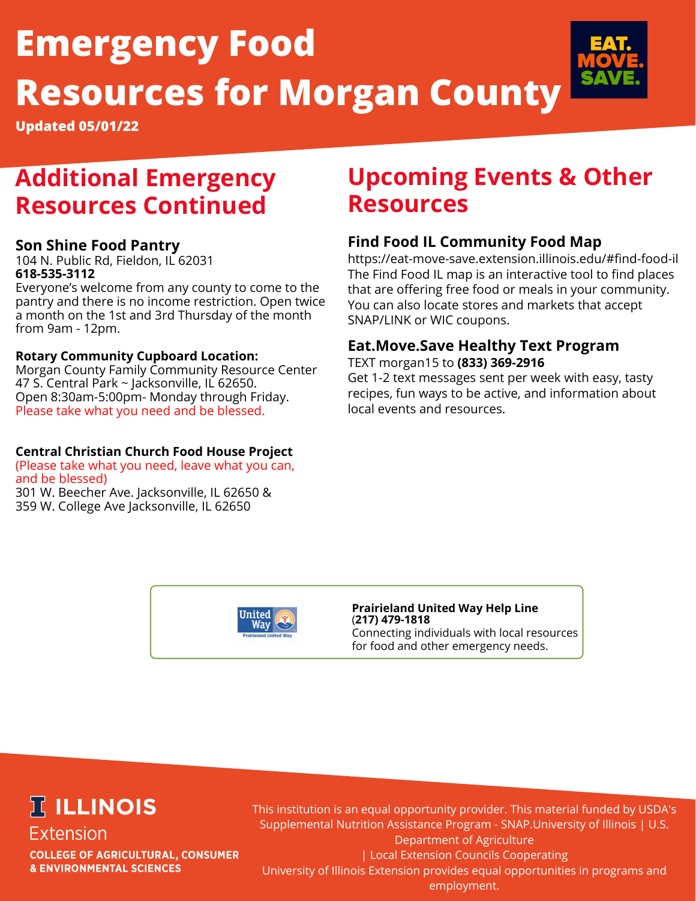# Emergency Food Resources for Morgan County

**Updated 05/01/22**

EAT. MOVE. SAVE.

## Additional Emergency Resources Continued

### Son Shine Food Pantry

104 N. Public Rd, Fieldon, IL 62031
**618-535-3112**
Everyone's welcome from any county to come to the pantry and there is no income restriction. Open twice a month on the 1st and 3rd Thursday of the month from 9am - 12pm.

**Rotary Community Cupboard Location:**
Morgan County Family Community Resource Center
47 S. Central Park ~ Jacksonville, IL 62650.
Open 8:30am-5:00pm- Monday through Friday.
Please take what you need and be blessed.

**Central Christian Church Food House Project**
(Please take what you need, leave what you can, and be blessed)
301 W. Beecher Ave. Jacksonville, IL 62650 &
359 W. College Ave Jacksonville, IL 62650

## Upcoming Events & Other Resources

### Find Food IL Community Food Map

https://eat-move-save.extension.illinois.edu/#find-food-il
The Find Food IL map is an interactive tool to find places that are offering free food or meals in your community. You can also locate stores and markets that accept SNAP/LINK or WIC coupons.

### Eat.Move.Save Healthy Text Program

TEXT morgan15 to **(833) 369-2916**
Get 1-2 text messages sent per week with easy, tasty recipes, fun ways to be active, and information about local events and resources.

United Way
Prairieland United Way

**Prairieland United Way Help Line**
**(217) 479-1818**
Connecting individuals with local resources for food and other emergency needs.

ILLINOIS
Extension
COLLEGE OF AGRICULTURAL, CONSUMER & ENVIRONMENTAL SCIENCES

This institution is an equal opportunity provider. This material funded by USDA's Supplemental Nutrition Assistance Program - SNAP.University of Illinois | U.S. Department of Agriculture | Local Extension Councils Cooperating
University of Illinois Extension provides equal opportunities in programs and employment.